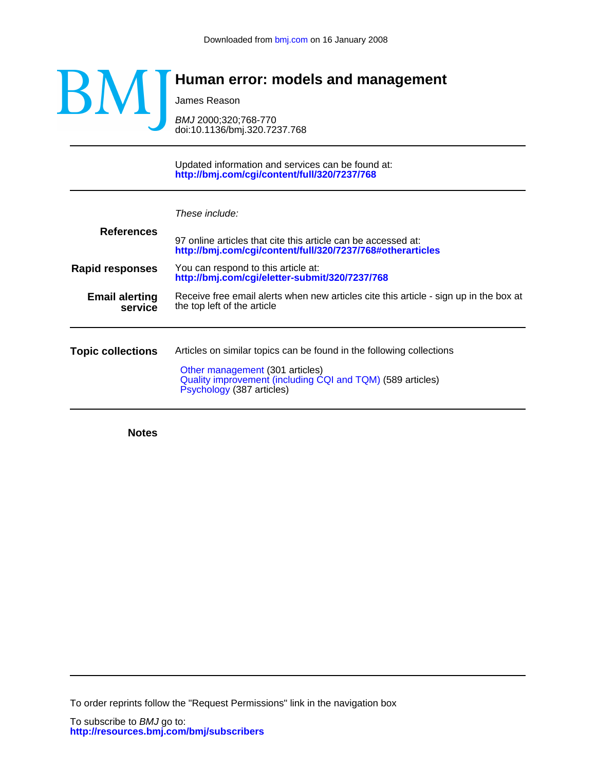Downloaded from bmj.com on 16 January 2008

# Human error: models and management

James Reason

*BMJ* 2000;320;768-770
doi:10.1136/bmj.320.7237.768

Updated information and services can be found at:
**http://bmj.com/cgi/content/full/320/7237/768**

*These include:*

**References**

97 online articles that cite this article can be accessed at:
**http://bmj.com/cgi/content/full/320/7237/768#otherarticles**

**Rapid responses**

You can respond to this article at:
**http://bmj.com/cgi/eletter-submit/320/7237/768**

**Email alerting service**

Receive free email alerts when new articles cite this article - sign up in the box at the top left of the article

**Topic collections**

Articles on similar topics can be found in the following collections

Other management (301 articles)
Quality improvement (including CQI and TQM) (589 articles)
Psychology (387 articles)

**Notes**

To order reprints follow the "Request Permissions" link in the navigation box

To subscribe to *BMJ* go to:
**http://resources.bmj.com/bmj/subscribers**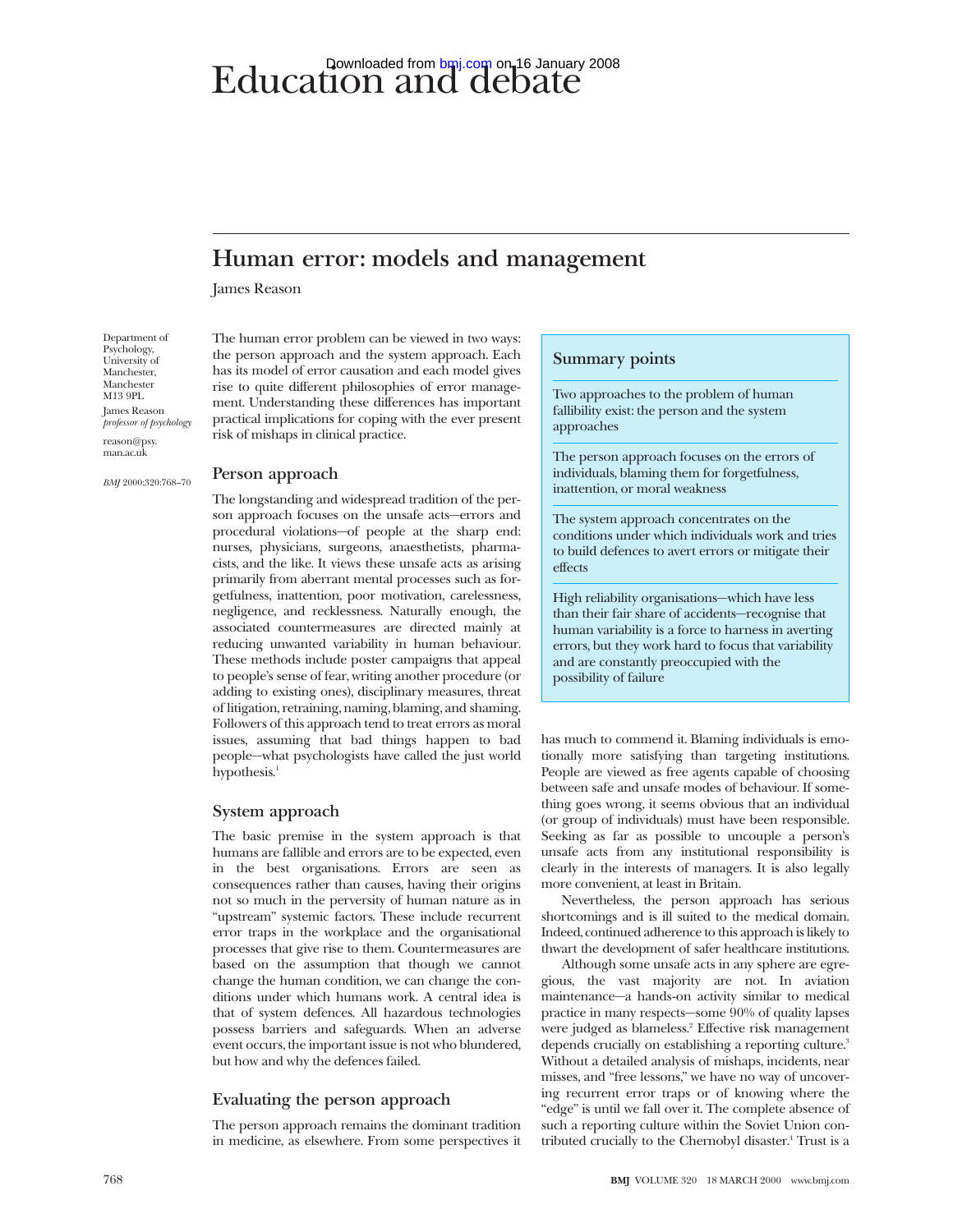# Education and debate

## Human error: models and management

James Reason

Department of Psychology, University of Manchester, Manchester M13 9PL
James Reason *professor of psychology*

reason@psy.man.ac.uk

*BMJ* 2000;320:768–70

The human error problem can be viewed in two ways: the person approach and the system approach. Each has its model of error causation and each model gives rise to quite different philosophies of error management. Understanding these differences has important practical implications for coping with the ever present risk of mishaps in clinical practice.

### Person approach

The longstanding and widespread tradition of the person approach focuses on the unsafe acts—errors and procedural violations—of people at the sharp end: nurses, physicians, surgeons, anaesthetists, pharmacists, and the like. It views these unsafe acts as arising primarily from aberrant mental processes such as forgetfulness, inattention, poor motivation, carelessness, negligence, and recklessness. Naturally enough, the associated countermeasures are directed mainly at reducing unwanted variability in human behaviour. These methods include poster campaigns that appeal to people's sense of fear, writing another procedure (or adding to existing ones), disciplinary measures, threat of litigation, retraining, naming, blaming, and shaming. Followers of this approach tend to treat errors as moral issues, assuming that bad things happen to bad people—what psychologists have called the just world hypothesis.[1]

### System approach

The basic premise in the system approach is that humans are fallible and errors are to be expected, even in the best organisations. Errors are seen as consequences rather than causes, having their origins not so much in the perversity of human nature as in "upstream" systemic factors. These include recurrent error traps in the workplace and the organisational processes that give rise to them. Countermeasures are based on the assumption that though we cannot change the human condition, we can change the conditions under which humans work. A central idea is that of system defences. All hazardous technologies possess barriers and safeguards. When an adverse event occurs, the important issue is not who blundered, but how and why the defences failed.

### Evaluating the person approach

The person approach remains the dominant tradition in medicine, as elsewhere. From some perspectives it has much to commend it. Blaming individuals is emotionally more satisfying than targeting institutions. People are viewed as free agents capable of choosing between safe and unsafe modes of behaviour. If something goes wrong, it seems obvious that an individual (or group of individuals) must have been responsible. Seeking as far as possible to uncouple a person's unsafe acts from any institutional responsibility is clearly in the interests of managers. It is also legally more convenient, at least in Britain.

Nevertheless, the person approach has serious shortcomings and is ill suited to the medical domain. Indeed, continued adherence to this approach is likely to thwart the development of safer healthcare institutions.

Although some unsafe acts in any sphere are egregious, the vast majority are not. In aviation maintenance—a hands-on activity similar to medical practice in many respects—some 90% of quality lapses were judged as blameless.[2] Effective risk management depends crucially on establishing a reporting culture.[3] Without a detailed analysis of mishaps, incidents, near misses, and "free lessons," we have no way of uncovering recurrent error traps or of knowing where the "edge" is until we fall over it. The complete absence of such a reporting culture within the Soviet Union contributed crucially to the Chernobyl disaster.[4] Trust is a

---

**Summary points**

Two approaches to the problem of human fallibility exist: the person and the system approaches

The person approach focuses on the errors of individuals, blaming them for forgetfulness, inattention, or moral weakness

The system approach concentrates on the conditions under which individuals work and tries to build defences to avert errors or mitigate their effects

High reliability organisations—which have less than their fair share of accidents—recognise that human variability is a force to harness in averting errors, but they work hard to focus that variability and are constantly preoccupied with the possibility of failure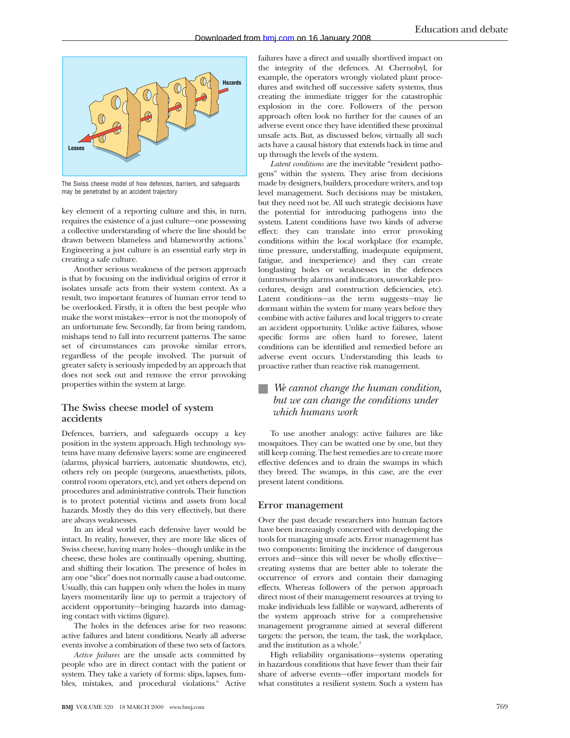Hazards

Losses

The Swiss cheese model of how defences, barriers, and safeguards may be penetrated by an accident trajectory

key element of a reporting culture and this, in turn, requires the existence of a just culture—one possessing a collective understanding of where the line should be drawn between blameless and blameworthy actions.[5] Engineering a just culture is an essential early step in creating a safe culture.

Another serious weakness of the person approach is that by focusing on the individual origins of error it isolates unsafe acts from their system context. As a result, two important features of human error tend to be overlooked. Firstly, it is often the best people who make the worst mistakes—error is not the monopoly of an unfortunate few. Secondly, far from being random, mishaps tend to fall into recurrent patterns. The same set of circumstances can provoke similar errors, regardless of the people involved. The pursuit of greater safety is seriously impeded by an approach that does not seek out and remove the error provoking properties within the system at large.

## The Swiss cheese model of system accidents

Defences, barriers, and safeguards occupy a key position in the system approach. High technology systems have many defensive layers: some are engineered (alarms, physical barriers, automatic shutdowns, etc), others rely on people (surgeons, anaesthetists, pilots, control room operators, etc), and yet others depend on procedures and administrative controls. Their function is to protect potential victims and assets from local hazards. Mostly they do this very effectively, but there are always weaknesses.

In an ideal world each defensive layer would be intact. In reality, however, they are more like slices of Swiss cheese, having many holes—though unlike in the cheese, these holes are continually opening, shutting, and shifting their location. The presence of holes in any one "slice" does not normally cause a bad outcome. Usually, this can happen only when the holes in many layers momentarily line up to permit a trajectory of accident opportunity—bringing hazards into damaging contact with victims (figure).

The holes in the defences arise for two reasons: active failures and latent conditions. Nearly all adverse events involve a combination of these two sets of factors.

*Active failures* are the unsafe acts committed by people who are in direct contact with the patient or system. They take a variety of forms: slips, lapses, fumbles, mistakes, and procedural violations.[6] Active failures have a direct and usually shortlived impact on the integrity of the defences. At Chernobyl, for example, the operators wrongly violated plant procedures and switched off successive safety systems, thus creating the immediate trigger for the catastrophic explosion in the core. Followers of the person approach often look no further for the causes of an adverse event once they have identified these proximal unsafe acts. But, as discussed below, virtually all such acts have a causal history that extends back in time and up through the levels of the system.

*Latent conditions* are the inevitable "resident pathogens" within the system. They arise from decisions made by designers, builders, procedure writers, and top level management. Such decisions may be mistaken, but they need not be. All such strategic decisions have the potential for introducing pathogens into the system. Latent conditions have two kinds of adverse effect: they can translate into error provoking conditions within the local workplace (for example, time pressure, understaffing, inadequate equipment, fatigue, and inexperience) and they can create longlasting holes or weaknesses in the defences (untrustworthy alarms and indicators, unworkable procedures, design and construction deficiencies, etc). Latent conditions—as the term suggests—may lie dormant within the system for many years before they combine with active failures and local triggers to create an accident opportunity. Unlike active failures, whose specific forms are often hard to foresee, latent conditions can be identified and remedied before an adverse event occurs. Understanding this leads to proactive rather than reactive risk management.

*We cannot change the human condition, but we can change the conditions under which humans work*

To use another analogy: active failures are like mosquitoes. They can be swatted one by one, but they still keep coming. The best remedies are to create more effective defences and to drain the swamps in which they breed. The swamps, in this case, are the ever present latent conditions.

## Error management

Over the past decade researchers into human factors have been increasingly concerned with developing the tools for managing unsafe acts. Error management has two components: limiting the incidence of dangerous errors and—since this will never be wholly effective—creating systems that are better able to tolerate the occurrence of errors and contain their damaging effects. Whereas followers of the person approach direct most of their management resources at trying to make individuals less fallible or wayward, adherents of the system approach strive for a comprehensive management programme aimed at several different targets: the person, the team, the task, the workplace, and the institution as a whole.[3]

High reliability organisations—systems operating in hazardous conditions that have fewer than their fair share of adverse events—offer important models for what constitutes a resilient system. Such a system has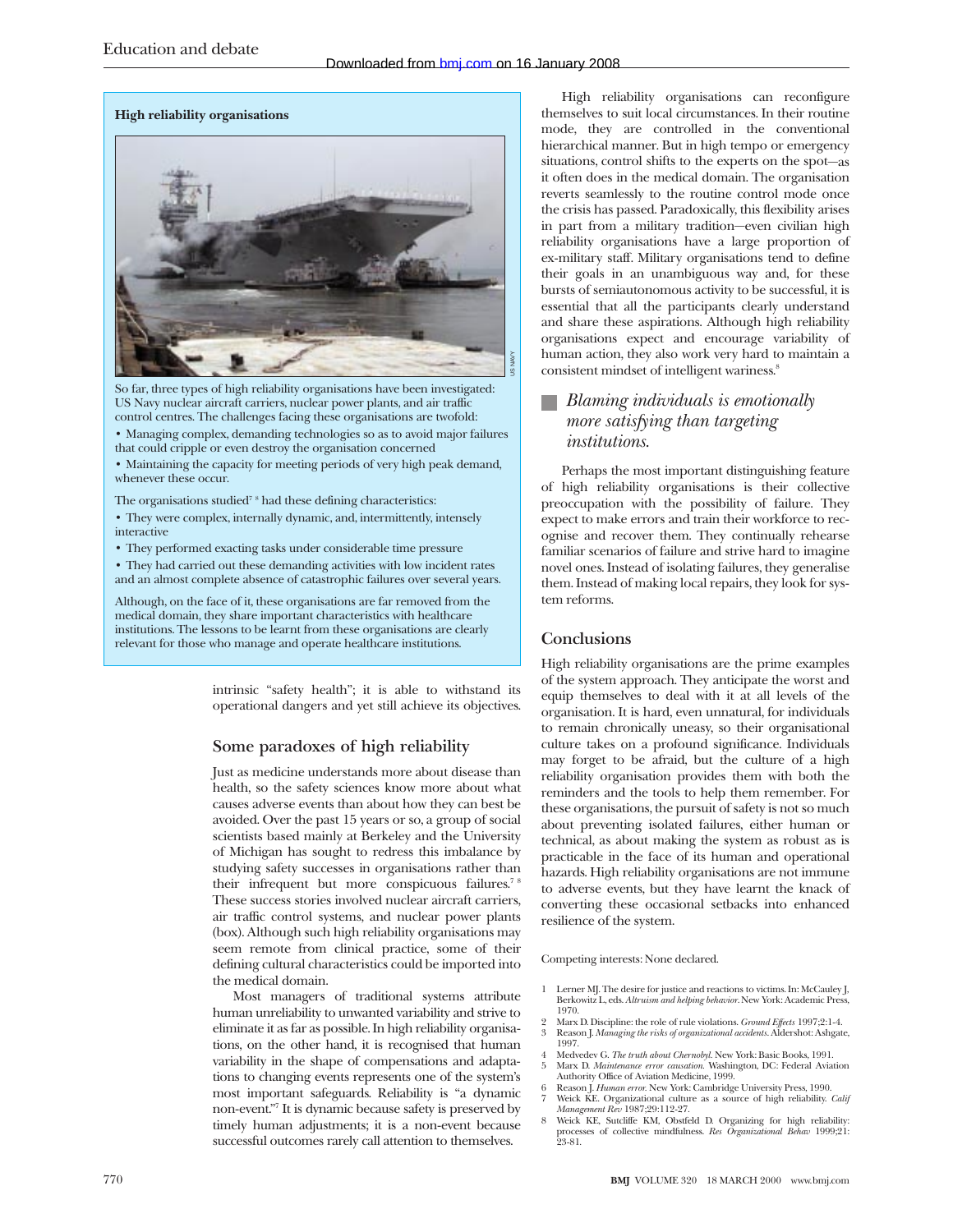**High reliability organisations**

So far, three types of high reliability organisations have been investigated: US Navy nuclear aircraft carriers, nuclear power plants, and air traffic control centres. The challenges facing these organisations are twofold:

- Managing complex, demanding technologies so as to avoid major failures that could cripple or even destroy the organisation concerned
- Maintaining the capacity for meeting periods of very high peak demand, whenever these occur.

The organisations studied[7 8] had these defining characteristics:

- They were complex, internally dynamic, and, intermittently, intensely interactive
- They performed exacting tasks under considerable time pressure
- They had carried out these demanding activities with low incident rates and an almost complete absence of catastrophic failures over several years.

Although, on the face of it, these organisations are far removed from the medical domain, they share important characteristics with healthcare institutions. The lessons to be learnt from these organisations are clearly relevant for those who manage and operate healthcare institutions.

intrinsic "safety health"; it is able to withstand its operational dangers and yet still achieve its objectives.

## Some paradoxes of high reliability

Just as medicine understands more about disease than health, so the safety sciences know more about what causes adverse events than about how they can best be avoided. Over the past 15 years or so, a group of social scientists based mainly at Berkeley and the University of Michigan has sought to redress this imbalance by studying safety successes in organisations rather than their infrequent but more conspicuous failures.[7 8] These success stories involved nuclear aircraft carriers, air traffic control systems, and nuclear power plants (box). Although such high reliability organisations may seem remote from clinical practice, some of their defining cultural characteristics could be imported into the medical domain.

Most managers of traditional systems attribute human unreliability to unwanted variability and strive to eliminate it as far as possible. In high reliability organisations, on the other hand, it is recognised that human variability in the shape of compensations and adaptations to changing events represents one of the system's most important safeguards. Reliability is "a dynamic non-event."[7] It is dynamic because safety is preserved by timely human adjustments; it is a non-event because successful outcomes rarely call attention to themselves.

High reliability organisations can reconfigure themselves to suit local circumstances. In their routine mode, they are controlled in the conventional hierarchical manner. But in high tempo or emergency situations, control shifts to the experts on the spot—as it often does in the medical domain. The organisation reverts seamlessly to the routine control mode once the crisis has passed. Paradoxically, this flexibility arises in part from a military tradition—even civilian high reliability organisations have a large proportion of ex-military staff. Military organisations tend to define their goals in an unambiguous way and, for these bursts of semiautonomous activity to be successful, it is essential that all the participants clearly understand and share these aspirations. Although high reliability organisations expect and encourage variability of human action, they also work very hard to maintain a consistent mindset of intelligent wariness.[8]

*Blaming individuals is emotionally more satisfying than targeting institutions.*

Perhaps the most important distinguishing feature of high reliability organisations is their collective preoccupation with the possibility of failure. They expect to make errors and train their workforce to recognise and recover them. They continually rehearse familiar scenarios of failure and strive hard to imagine novel ones. Instead of isolating failures, they generalise them. Instead of making local repairs, they look for system reforms.

## Conclusions

High reliability organisations are the prime examples of the system approach. They anticipate the worst and equip themselves to deal with it at all levels of the organisation. It is hard, even unnatural, for individuals to remain chronically uneasy, so their organisational culture takes on a profound significance. Individuals may forget to be afraid, but the culture of a high reliability organisation provides them with both the reminders and the tools to help them remember. For these organisations, the pursuit of safety is not so much about preventing isolated failures, either human or technical, as about making the system as robust as is practicable in the face of its human and operational hazards. High reliability organisations are not immune to adverse events, but they have learnt the knack of converting these occasional setbacks into enhanced resilience of the system.

Competing interests: None declared.

1. Lerner MJ. The desire for justice and reactions to victims. In: McCauley J, Berkowitz L, eds. *Altruism and helping behavior*. New York: Academic Press, 1970.
2. Marx D. Discipline: the role of rule violations. *Ground Effects* 1997;2:1-4.
3. Reason J. *Managing the risks of organizational accidents*. Aldershot: Ashgate, 1997.
4. Medvedev G. *The truth about Chernobyl*. New York: Basic Books, 1991.
5. Marx D. *Maintenance error causation*. Washington, DC: Federal Aviation Authority Office of Aviation Medicine, 1999.
6. Reason J. *Human error*. New York: Cambridge University Press, 1990.
7. Weick KE. Organizational culture as a source of high reliability. *Calif Management Rev* 1987;29:112-27.
8. Weick KE, Sutcliffe KM, Obstfeld D. Organizing for high reliability: processes of collective mindfulness. *Res Organizational Behav* 1999;21:23-81.